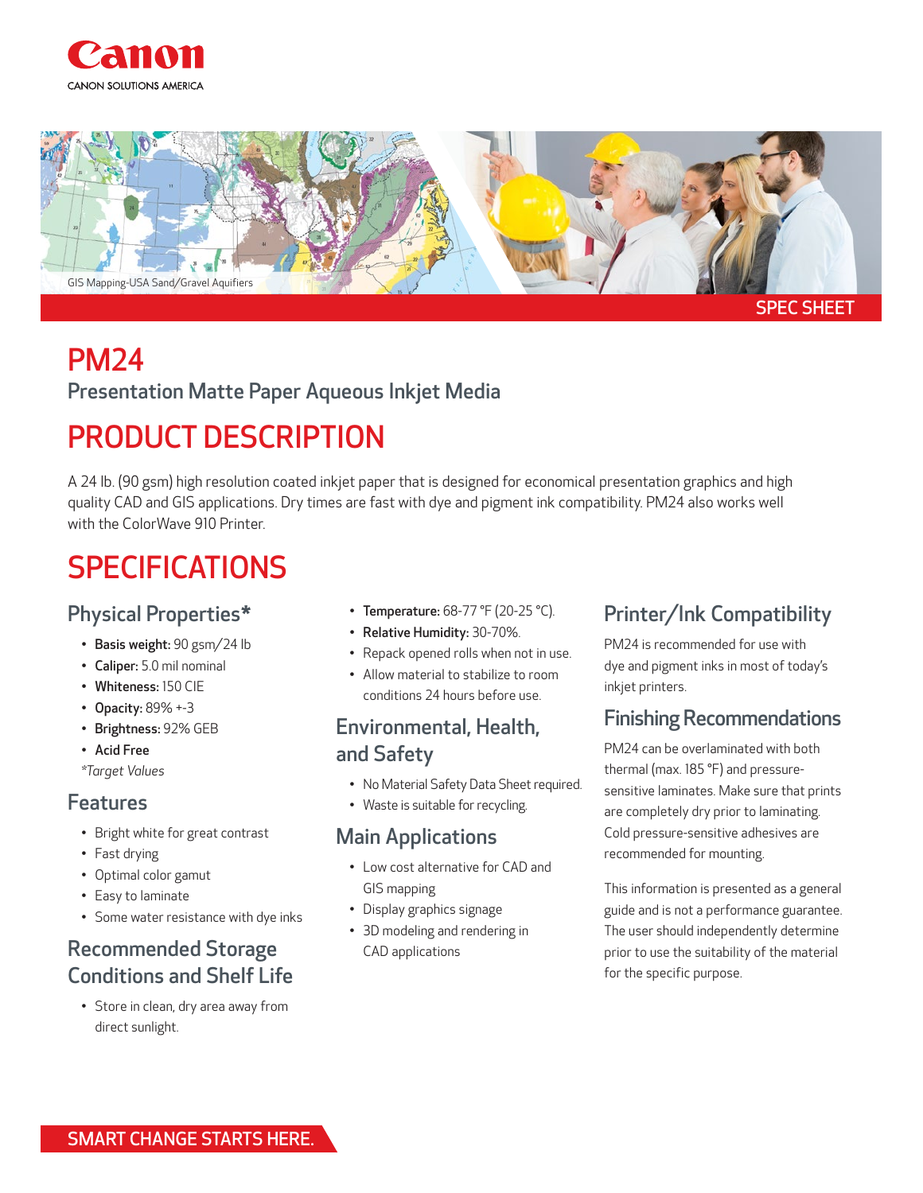Canon

CANON SOLUTIONS AMERICA

GIS Mapping-USA Sand/Gravel Aquifiers

SPEC SHEET

# PM24

## Presentation Matte Paper Aqueous Inkjet Media

# PRODUCT DESCRIPTION

A 24 lb. (90 gsm) high resolution coated inkjet paper that is designed for economical presentation graphics and high quality CAD and GIS applications. Dry times are fast with dye and pigment ink compatibility. PM24 also works well with the ColorWave 910 Printer.

# SPECIFICATIONS

## Physical Properties*

- **Basis weight:** 90 gsm/24 lb
- **Caliper:** 5.0 mil nominal
- **Whiteness:** 150 CIE
- **Opacity:** 89% +-3
- **Brightness:** 92% GEB
- **Acid Free**

*Target Values

## Features

- Bright white for great contrast
- Fast drying
- Optimal color gamut
- Easy to laminate
- Some water resistance with dye inks

## Recommended Storage Conditions and Shelf Life

- Store in clean, dry area away from direct sunlight.
- **Temperature:** 68-77 °F (20-25 °C).
- **Relative Humidity:** 30-70%.
- Repack opened rolls when not in use.
- Allow material to stabilize to room conditions 24 hours before use.

## Environmental, Health, and Safety

- No Material Safety Data Sheet required.
- Waste is suitable for recycling.

## Main Applications

- Low cost alternative for CAD and GIS mapping
- Display graphics signage
- 3D modeling and rendering in CAD applications

## Printer/Ink Compatibility

PM24 is recommended for use with dye and pigment inks in most of today's inkjet printers.

## Finishing Recommendations

PM24 can be overlaminated with both thermal (max. 185 °F) and pressure-sensitive laminates. Make sure that prints are completely dry prior to laminating. Cold pressure-sensitive adhesives are recommended for mounting.

This information is presented as a general guide and is not a performance guarantee. The user should independently determine prior to use the suitability of the material for the specific purpose.

SMART CHANGE STARTS HERE.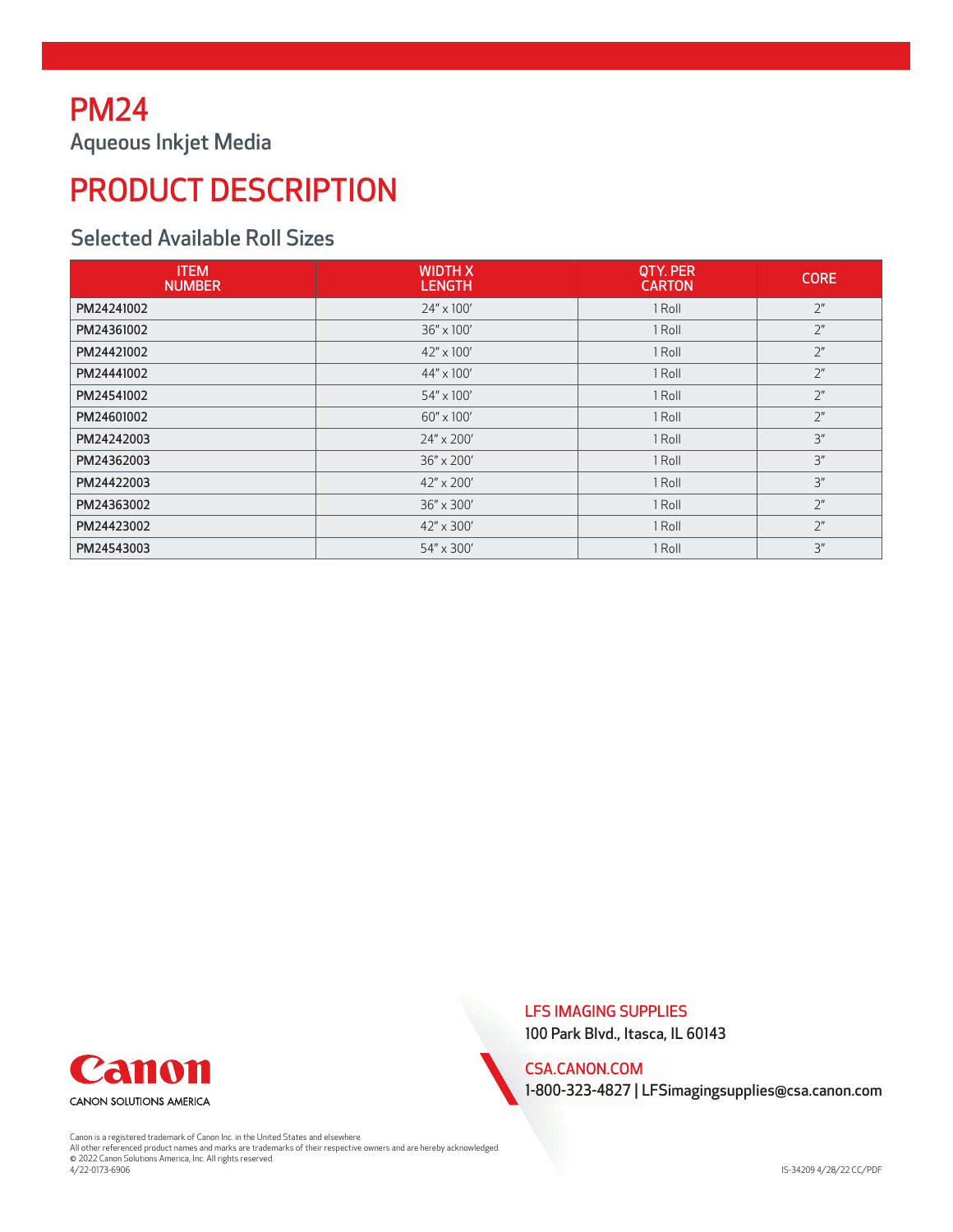# PM24

Aqueous Inkjet Media

## PRODUCT DESCRIPTION

### Selected Available Roll Sizes

| ITEM NUMBER | WIDTH X LENGTH | QTY. PER CARTON | CORE |
|---|---|---|---|
| PM24241002 | 24" x 100' | 1 Roll | 2" |
| PM24361002 | 36" x 100' | 1 Roll | 2" |
| PM24421002 | 42" x 100' | 1 Roll | 2" |
| PM24441002 | 44" x 100' | 1 Roll | 2" |
| PM24541002 | 54" x 100' | 1 Roll | 2" |
| PM24601002 | 60" x 100' | 1 Roll | 2" |
| PM24242003 | 24" x 200' | 1 Roll | 3" |
| PM24362003 | 36" x 200' | 1 Roll | 3" |
| PM24422003 | 42" x 200' | 1 Roll | 3" |
| PM24363002 | 36" x 300' | 1 Roll | 2" |
| PM24423002 | 42" x 300' | 1 Roll | 2" |
| PM24543003 | 54" x 300' | 1 Roll | 3" |

Canon

CANON SOLUTIONS AMERICA

LFS IMAGING SUPPLIES
100 Park Blvd., Itasca, IL 60143

CSA.CANON.COM
1-800-323-4827 | LFSimagingsupplies@csa.canon.com

Canon is a registered trademark of Canon Inc. in the United States and elsewhere.
All other referenced product names and marks are trademarks of their respective owners and are hereby acknowledged.
© 2022 Canon Solutions America, Inc. All rights reserved.
4/22-0173-6906

IS-34209 4/28/22 CC/PDF